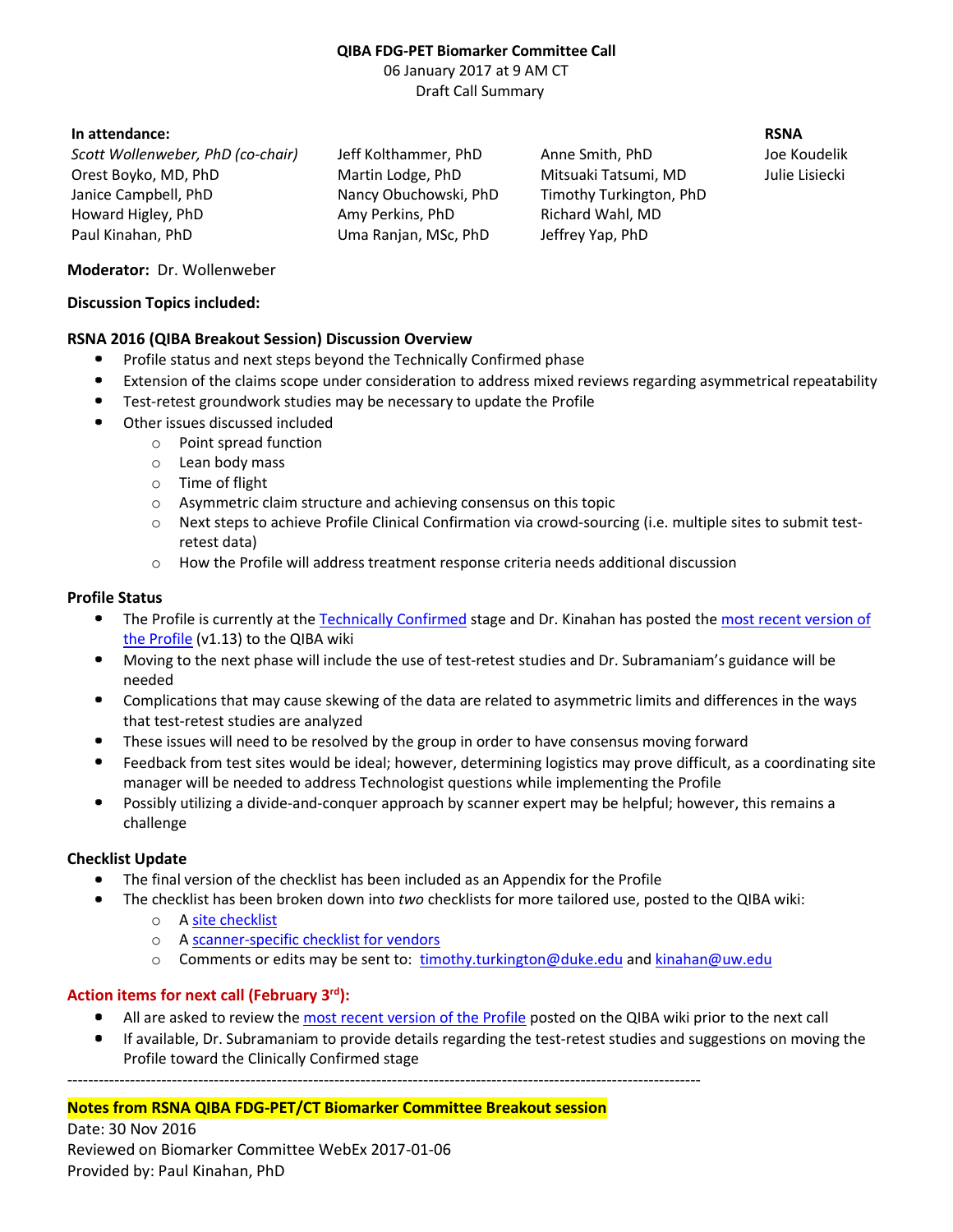**QIBA FDG-PET Biomarker Committee Call**
06 January 2017 at 9 AM CT
Draft Call Summary

| In attendance: | | | RSNA |
|---|---|---|---|
| *Scott Wollenweber, PhD (co-chair)* | Jeff Kolthammer, PhD | Anne Smith, PhD | Joe Koudelik |
| Orest Boyko, MD, PhD | Martin Lodge, PhD | Mitsuaki Tatsumi, MD | Julie Lisiecki |
| Janice Campbell, PhD | Nancy Obuchowski, PhD | Timothy Turkington, PhD | |
| Howard Higley, PhD | Amy Perkins, PhD | Richard Wahl, MD | |
| Paul Kinahan, PhD | Uma Ranjan, MSc, PhD | Jeffrey Yap, PhD | |

**Moderator:** Dr. Wollenweber

**Discussion Topics included:**

**RSNA 2016 (QIBA Breakout Session) Discussion Overview**

- Profile status and next steps beyond the Technically Confirmed phase
- Extension of the claims scope under consideration to address mixed reviews regarding asymmetrical repeatability
- Test-retest groundwork studies may be necessary to update the Profile
- Other issues discussed included
  - Point spread function
  - Lean body mass
  - Time of flight
  - Asymmetric claim structure and achieving consensus on this topic
  - Next steps to achieve Profile Clinical Confirmation via crowd-sourcing (i.e. multiple sites to submit test-retest data)
  - How the Profile will address treatment response criteria needs additional discussion

**Profile Status**

- The Profile is currently at the Technically Confirmed stage and Dr. Kinahan has posted the most recent version of the Profile (v1.13) to the QIBA wiki
- Moving to the next phase will include the use of test-retest studies and Dr. Subramaniam's guidance will be needed
- Complications that may cause skewing of the data are related to asymmetric limits and differences in the ways that test-retest studies are analyzed
- These issues will need to be resolved by the group in order to have consensus moving forward
- Feedback from test sites would be ideal; however, determining logistics may prove difficult, as a coordinating site manager will be needed to address Technologist questions while implementing the Profile
- Possibly utilizing a divide-and-conquer approach by scanner expert may be helpful; however, this remains a challenge

**Checklist Update**

- The final version of the checklist has been included as an Appendix for the Profile
- The checklist has been broken down into *two* checklists for more tailored use, posted to the QIBA wiki:
  - A site checklist
  - A scanner-specific checklist for vendors
  - Comments or edits may be sent to: timothy.turkington@duke.edu and kinahan@uw.edu

**Action items for next call (February 3rd):**

- All are asked to review the most recent version of the Profile posted on the QIBA wiki prior to the next call
- If available, Dr. Subramaniam to provide details regarding the test-retest studies and suggestions on moving the Profile toward the Clinically Confirmed stage

---

**Notes from RSNA QIBA FDG-PET/CT Biomarker Committee Breakout session**

Date: 30 Nov 2016
Reviewed on Biomarker Committee WebEx 2017-01-06
Provided by: Paul Kinahan, PhD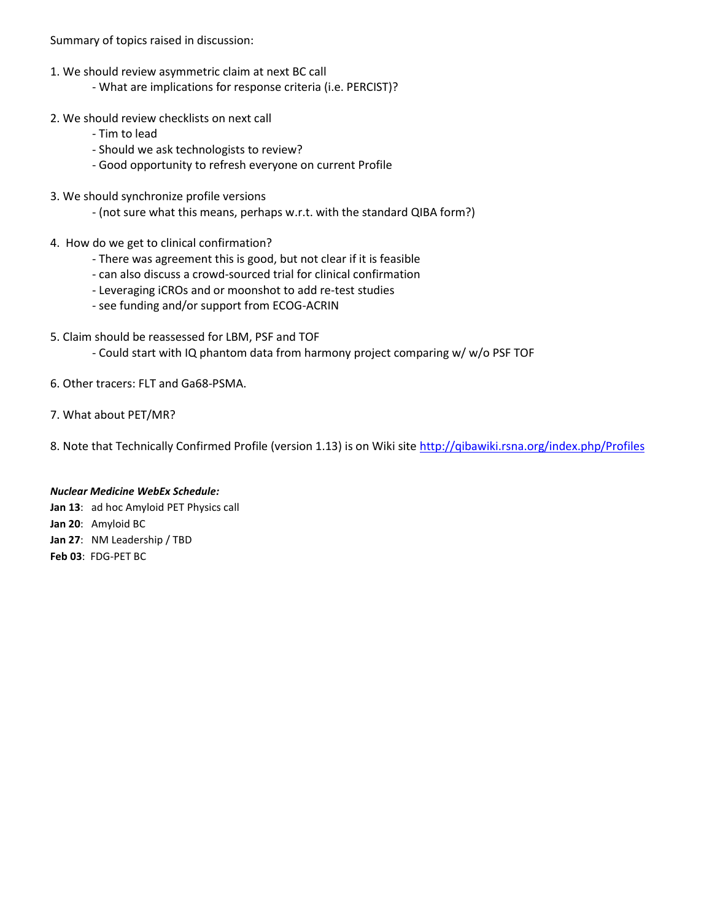Summary of topics raised in discussion:

1. We should review asymmetric claim at next BC call
   - What are implications for response criteria (i.e. PERCIST)?

2. We should review checklists on next call
   - Tim to lead
   - Should we ask technologists to review?
   - Good opportunity to refresh everyone on current Profile

3. We should synchronize profile versions
   - (not sure what this means, perhaps w.r.t. with the standard QIBA form?)

4. How do we get to clinical confirmation?
   - There was agreement this is good, but not clear if it is feasible
   - can also discuss a crowd-sourced trial for clinical confirmation
   - Leveraging iCROs and or moonshot to add re-test studies
   - see funding and/or support from ECOG-ACRIN

5. Claim should be reassessed for LBM, PSF and TOF
   - Could start with IQ phantom data from harmony project comparing w/ w/o PSF TOF

6. Other tracers: FLT and Ga68-PSMA.

7. What about PET/MR?

8. Note that Technically Confirmed Profile (version 1.13) is on Wiki site http://qibawiki.rsna.org/index.php/Profiles

***Nuclear Medicine WebEx Schedule:***

**Jan 13**: ad hoc Amyloid PET Physics call
**Jan 20**: Amyloid BC
**Jan 27**: NM Leadership / TBD
**Feb 03**: FDG-PET BC